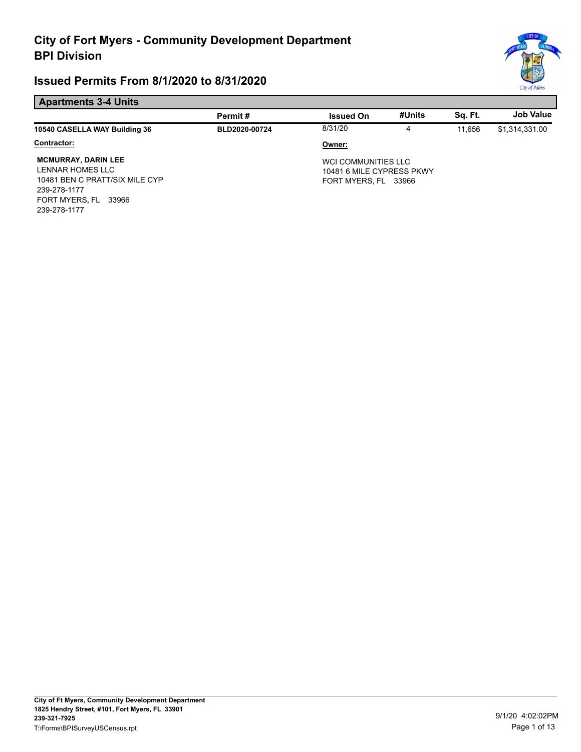# City of Fort Myers - Community Development Department
# BPI Division

## Issued Permits From 8/1/2020 to 8/31/2020

### Apartments 3-4 Units

| | Permit # | Issued On | #Units | Sq. Ft. | Job Value |
|---|---|---|---|---|---|
| **10540 CASELLA WAY Building 36** | BLD2020-00724 | 8/31/20 | 4 | 11,656 | $1,314,331.00 |

**Contractor:**

**MCMURRAY, DARIN LEE**
LENNAR HOMES LLC
10481 BEN C PRATT/SIX MILE CYP
239-278-1177
FORT MYERS, FL 33966
239-278-1177

**Owner:**

WCI COMMUNITIES LLC
10481 6 MILE CYPRESS PKWY
FORT MYERS, FL 33966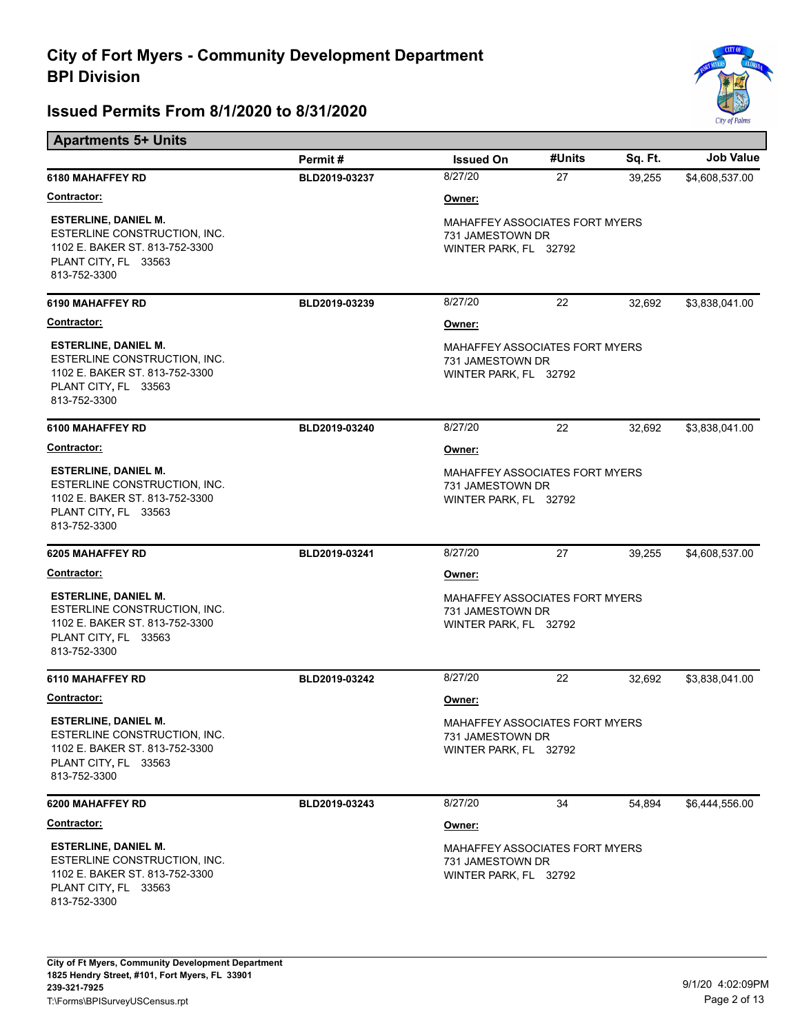# City of Fort Myers - Community Development Department
# BPI Division

## Issued Permits From 8/1/2020 to 8/31/2020

### Apartments 5+ Units

| Address | Permit # | Issued On | #Units | Sq. Ft. | Job Value |
|---|---|---|---|---|---|
| **6180 MAHAFFEY RD** | BLD2019-03237 | 8/27/20 | 27 | 39,255 | $4,608,537.00 |
| **6190 MAHAFFEY RD** | BLD2019-03239 | 8/27/20 | 22 | 32,692 | $3,838,041.00 |
| **6100 MAHAFFEY RD** | BLD2019-03240 | 8/27/20 | 22 | 32,692 | $3,838,041.00 |
| **6205 MAHAFFEY RD** | BLD2019-03241 | 8/27/20 | 27 | 39,255 | $4,608,537.00 |
| **6110 MAHAFFEY RD** | BLD2019-03242 | 8/27/20 | 22 | 32,692 | $3,838,041.00 |
| **6200 MAHAFFEY RD** | BLD2019-03243 | 8/27/20 | 34 | 54,894 | $6,444,556.00 |

For each permit above:

**Contractor:**

**ESTERLINE, DANIEL M.**
ESTERLINE CONSTRUCTION, INC.
1102 E. BAKER ST. 813-752-3300
PLANT CITY, FL 33563
813-752-3300

**Owner:**

MAHAFFEY ASSOCIATES FORT MYERS
731 JAMESTOWN DR
WINTER PARK, FL 32792

**City of Ft Myers, Community Development Department**
**1825 Hendry Street, #101, Fort Myers, FL 33901**
**239-321-7925**
T:\Forms\BPISurveyUSCensus.rpt

9/1/20 4:02:09PM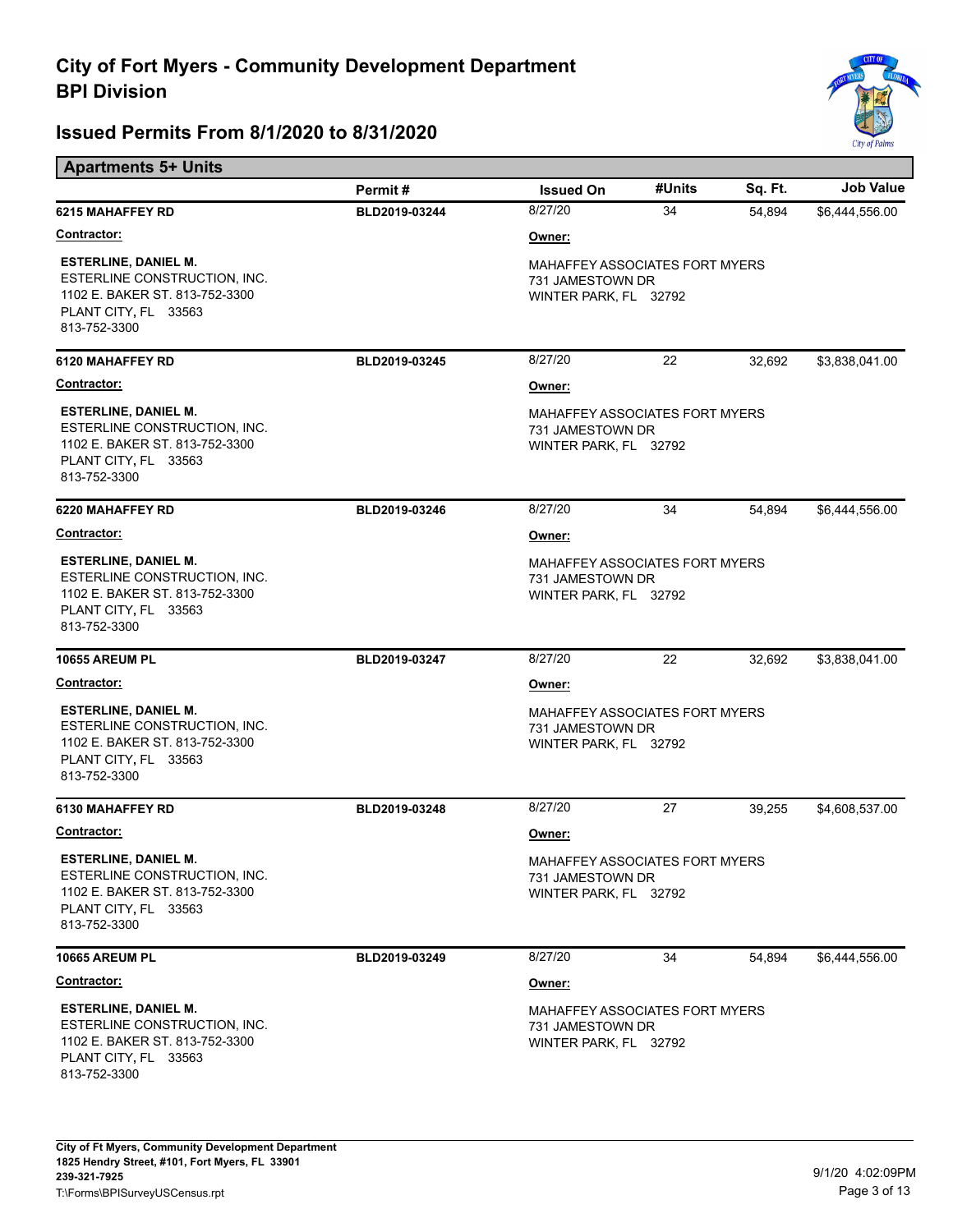# City of Fort Myers - Community Development Department
# BPI Division

## Issued Permits From 8/1/2020 to 8/31/2020

### Apartments 5+ Units

| | Permit # | Issued On | #Units | Sq. Ft. | Job Value |
|---|---|---|---|---|---|
| **6215 MAHAFFEY RD** | **BLD2019-03244** | 8/27/20 | 34 | 54,894 | $6,444,556.00 |
| **Contractor:** | | **Owner:** | | | |
| **ESTERLINE, DANIEL M.**<br>ESTERLINE CONSTRUCTION, INC.<br>1102 E. BAKER ST. 813-752-3300<br>PLANT CITY, FL 33563<br>813-752-3300 | | MAHAFFEY ASSOCIATES FORT MYERS<br>731 JAMESTOWN DR<br>WINTER PARK, FL 32792 | | | |
| **6120 MAHAFFEY RD** | **BLD2019-03245** | 8/27/20 | 22 | 32,692 | $3,838,041.00 |
| **Contractor:** | | **Owner:** | | | |
| **ESTERLINE, DANIEL M.**<br>ESTERLINE CONSTRUCTION, INC.<br>1102 E. BAKER ST. 813-752-3300<br>PLANT CITY, FL 33563<br>813-752-3300 | | MAHAFFEY ASSOCIATES FORT MYERS<br>731 JAMESTOWN DR<br>WINTER PARK, FL 32792 | | | |
| **6220 MAHAFFEY RD** | **BLD2019-03246** | 8/27/20 | 34 | 54,894 | $6,444,556.00 |
| **Contractor:** | | **Owner:** | | | |
| **ESTERLINE, DANIEL M.**<br>ESTERLINE CONSTRUCTION, INC.<br>1102 E. BAKER ST. 813-752-3300<br>PLANT CITY, FL 33563<br>813-752-3300 | | MAHAFFEY ASSOCIATES FORT MYERS<br>731 JAMESTOWN DR<br>WINTER PARK, FL 32792 | | | |
| **10655 AREUM PL** | **BLD2019-03247** | 8/27/20 | 22 | 32,692 | $3,838,041.00 |
| **Contractor:** | | **Owner:** | | | |
| **ESTERLINE, DANIEL M.**<br>ESTERLINE CONSTRUCTION, INC.<br>1102 E. BAKER ST. 813-752-3300<br>PLANT CITY, FL 33563<br>813-752-3300 | | MAHAFFEY ASSOCIATES FORT MYERS<br>731 JAMESTOWN DR<br>WINTER PARK, FL 32792 | | | |
| **6130 MAHAFFEY RD** | **BLD2019-03248** | 8/27/20 | 27 | 39,255 | $4,608,537.00 |
| **Contractor:** | | **Owner:** | | | |
| **ESTERLINE, DANIEL M.**<br>ESTERLINE CONSTRUCTION, INC.<br>1102 E. BAKER ST. 813-752-3300<br>PLANT CITY, FL 33563<br>813-752-3300 | | MAHAFFEY ASSOCIATES FORT MYERS<br>731 JAMESTOWN DR<br>WINTER PARK, FL 32792 | | | |
| **10665 AREUM PL** | **BLD2019-03249** | 8/27/20 | 34 | 54,894 | $6,444,556.00 |
| **Contractor:** | | **Owner:** | | | |
| **ESTERLINE, DANIEL M.**<br>ESTERLINE CONSTRUCTION, INC.<br>1102 E. BAKER ST. 813-752-3300<br>PLANT CITY, FL 33563<br>813-752-3300 | | MAHAFFEY ASSOCIATES FORT MYERS<br>731 JAMESTOWN DR<br>WINTER PARK, FL 32792 | | | |

**City of Ft Myers, Community Development Department**
**1825 Hendry Street, #101, Fort Myers, FL 33901**
**239-321-7925**
T:\Forms\BPISurveyUSCensus.rpt

9/1/20 4:02:09PM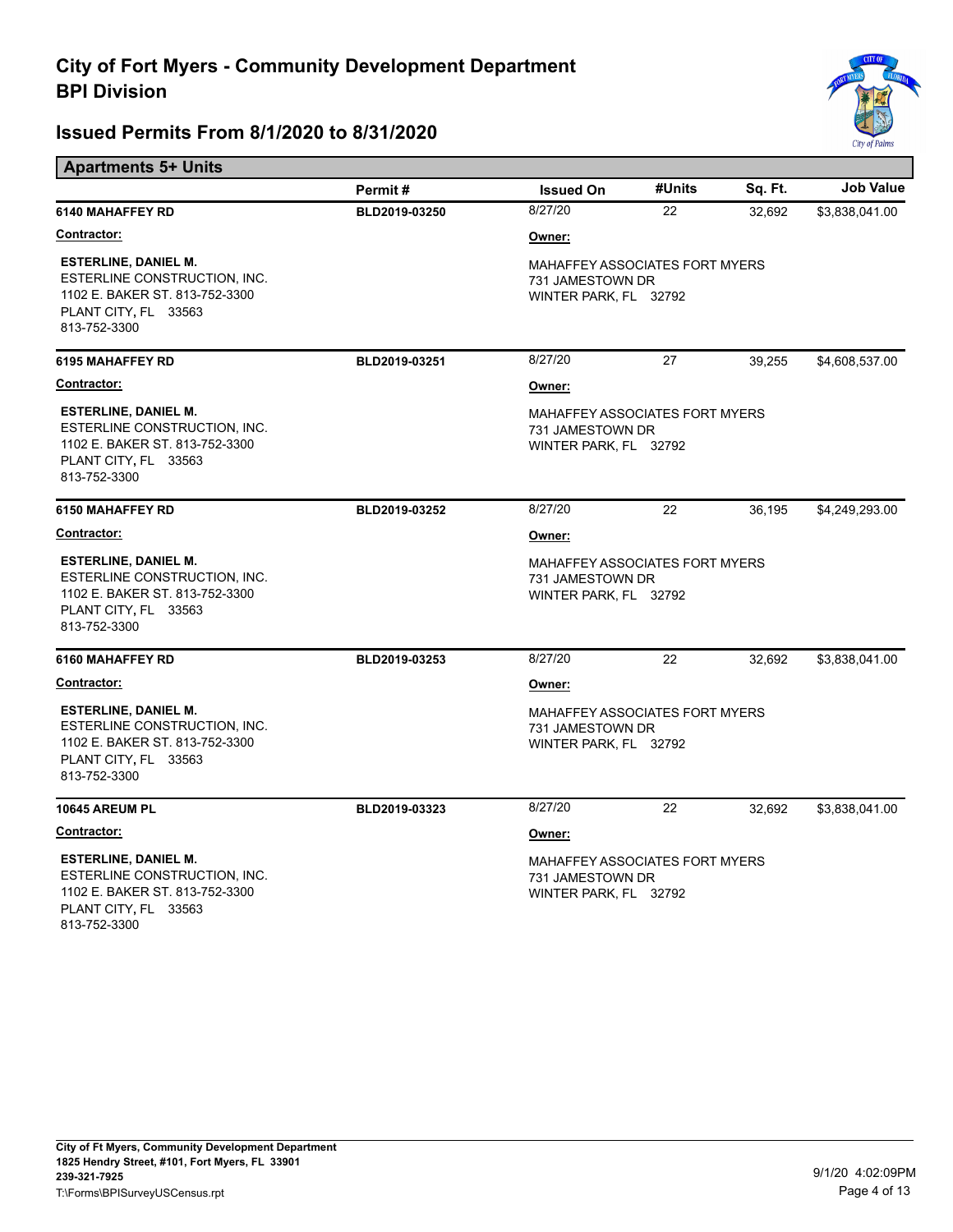# City of Fort Myers - Community Development Department
## BPI Division

## Issued Permits From 8/1/2020 to 8/31/2020

### Apartments 5+ Units

| Address | Permit # | Issued On | #Units | Sq. Ft. | Job Value |
|---|---|---|---|---|---|
| **6140 MAHAFFEY RD** | BLD2019-03250 | 8/27/20 | 22 | 32,692 | $3,838,041.00 |
| **6195 MAHAFFEY RD** | BLD2019-03251 | 8/27/20 | 27 | 39,255 | $4,608,537.00 |
| **6150 MAHAFFEY RD** | BLD2019-03252 | 8/27/20 | 22 | 36,195 | $4,249,293.00 |
| **6160 MAHAFFEY RD** | BLD2019-03253 | 8/27/20 | 22 | 32,692 | $3,838,041.00 |
| **10645 AREUM PL** | BLD2019-03323 | 8/27/20 | 22 | 32,692 | $3,838,041.00 |

**6140 MAHAFFEY RD**

**Contractor:**
**ESTERLINE, DANIEL M.**
ESTERLINE CONSTRUCTION, INC.
1102 E. BAKER ST. 813-752-3300
PLANT CITY, FL 33563
813-752-3300

**Owner:**
MAHAFFEY ASSOCIATES FORT MYERS
731 JAMESTOWN DR
WINTER PARK, FL 32792

**6195 MAHAFFEY RD**

**Contractor:**
**ESTERLINE, DANIEL M.**
ESTERLINE CONSTRUCTION, INC.
1102 E. BAKER ST. 813-752-3300
PLANT CITY, FL 33563
813-752-3300

**Owner:**
MAHAFFEY ASSOCIATES FORT MYERS
731 JAMESTOWN DR
WINTER PARK, FL 32792

**6150 MAHAFFEY RD**

**Contractor:**
**ESTERLINE, DANIEL M.**
ESTERLINE CONSTRUCTION, INC.
1102 E. BAKER ST. 813-752-3300
PLANT CITY, FL 33563
813-752-3300

**Owner:**
MAHAFFEY ASSOCIATES FORT MYERS
731 JAMESTOWN DR
WINTER PARK, FL 32792

**6160 MAHAFFEY RD**

**Contractor:**
**ESTERLINE, DANIEL M.**
ESTERLINE CONSTRUCTION, INC.
1102 E. BAKER ST. 813-752-3300
PLANT CITY, FL 33563
813-752-3300

**Owner:**
MAHAFFEY ASSOCIATES FORT MYERS
731 JAMESTOWN DR
WINTER PARK, FL 32792

**10645 AREUM PL**

**Contractor:**
**ESTERLINE, DANIEL M.**
ESTERLINE CONSTRUCTION, INC.
1102 E. BAKER ST. 813-752-3300
PLANT CITY, FL 33563
813-752-3300

**Owner:**
MAHAFFEY ASSOCIATES FORT MYERS
731 JAMESTOWN DR
WINTER PARK, FL 32792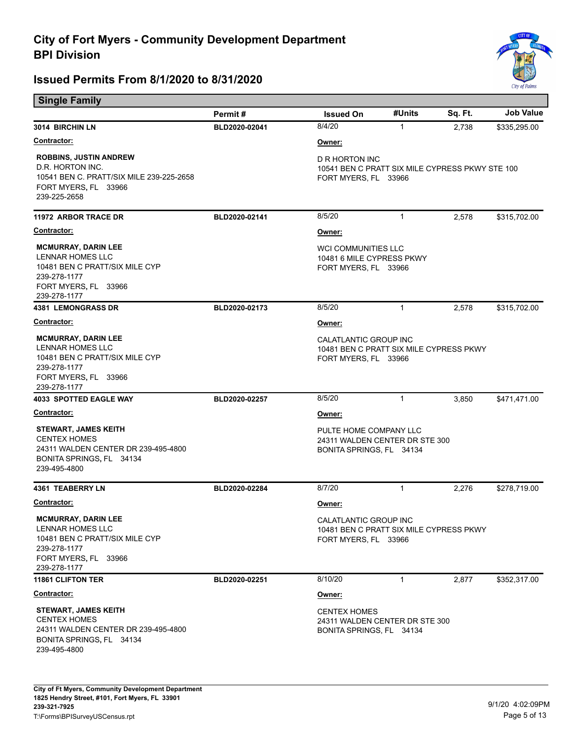# City of Fort Myers - Community Development Department
# BPI Division

## Issued Permits From 8/1/2020 to 8/31/2020

### Single Family

| | Permit # | Issued On | #Units | Sq. Ft. | Job Value |
|---|---|---|---|---|---|
| **3014 BIRCHIN LN** | BLD2020-02041 | 8/4/20 | 1 | 2,738 | $335,295.00 |

**Contractor:**
ROBBINS, JUSTIN ANDREW
D.R. HORTON INC.
10541 BEN C. PRATT/SIX MILE 239-225-2658
FORT MYERS, FL 33966
239-225-2658

**Owner:**
D R HORTON INC
10541 BEN C PRATT SIX MILE CYPRESS PKWY STE 100
FORT MYERS, FL 33966

| | Permit # | Issued On | #Units | Sq. Ft. | Job Value |
|---|---|---|---|---|---|
| **11972 ARBOR TRACE DR** | BLD2020-02141 | 8/5/20 | 1 | 2,578 | $315,702.00 |

**Contractor:**
MCMURRAY, DARIN LEE
LENNAR HOMES LLC
10481 BEN C PRATT/SIX MILE CYP
239-278-1177
FORT MYERS, FL 33966
239-278-1177

**Owner:**
WCI COMMUNITIES LLC
10481 6 MILE CYPRESS PKWY
FORT MYERS, FL 33966

| | Permit # | Issued On | #Units | Sq. Ft. | Job Value |
|---|---|---|---|---|---|
| **4381 LEMONGRASS DR** | BLD2020-02173 | 8/5/20 | 1 | 2,578 | $315,702.00 |

**Contractor:**
MCMURRAY, DARIN LEE
LENNAR HOMES LLC
10481 BEN C PRATT/SIX MILE CYP
239-278-1177
FORT MYERS, FL 33966
239-278-1177

**Owner:**
CALATLANTIC GROUP INC
10481 BEN C PRATT SIX MILE CYPRESS PKWY
FORT MYERS, FL 33966

| | Permit # | Issued On | #Units | Sq. Ft. | Job Value |
|---|---|---|---|---|---|
| **4033 SPOTTED EAGLE WAY** | BLD2020-02257 | 8/5/20 | 1 | 3,850 | $471,471.00 |

**Contractor:**
STEWART, JAMES KEITH
CENTEX HOMES
24311 WALDEN CENTER DR 239-495-4800
BONITA SPRINGS, FL 34134
239-495-4800

**Owner:**
PULTE HOME COMPANY LLC
24311 WALDEN CENTER DR STE 300
BONITA SPRINGS, FL 34134

| | Permit # | Issued On | #Units | Sq. Ft. | Job Value |
|---|---|---|---|---|---|
| **4361 TEABERRY LN** | BLD2020-02284 | 8/7/20 | 1 | 2,276 | $278,719.00 |

**Contractor:**
MCMURRAY, DARIN LEE
LENNAR HOMES LLC
10481 BEN C PRATT/SIX MILE CYP
239-278-1177
FORT MYERS, FL 33966
239-278-1177

**Owner:**
CALATLANTIC GROUP INC
10481 BEN C PRATT SIX MILE CYPRESS PKWY
FORT MYERS, FL 33966

| | Permit # | Issued On | #Units | Sq. Ft. | Job Value |
|---|---|---|---|---|---|
| **11861 CLIFTON TER** | BLD2020-02251 | 8/10/20 | 1 | 2,877 | $352,317.00 |

**Contractor:**
STEWART, JAMES KEITH
CENTEX HOMES
24311 WALDEN CENTER DR 239-495-4800
BONITA SPRINGS, FL 34134
239-495-4800

**Owner:**
CENTEX HOMES
24311 WALDEN CENTER DR STE 300
BONITA SPRINGS, FL 34134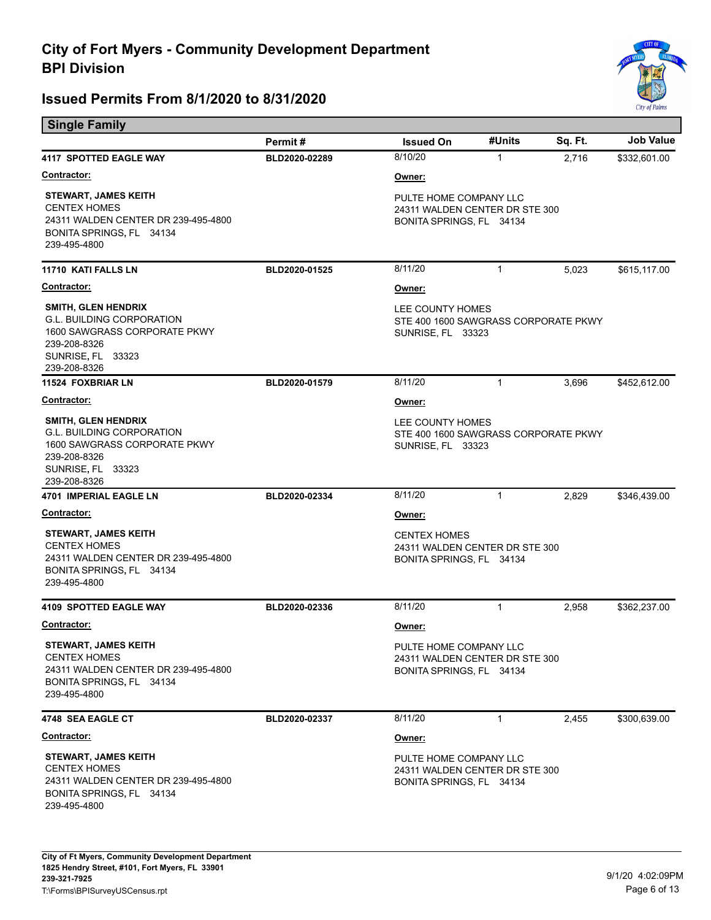# City of Fort Myers - Community Development Department
## BPI Division

## Issued Permits From 8/1/2020 to 8/31/2020

### Single Family

| | Permit # | Issued On | #Units | Sq. Ft. | Job Value |
|---|---|---|---|---|---|
| **4117 SPOTTED EAGLE WAY** | **BLD2020-02289** | 8/10/20 | 1 | 2,716 | $332,601.00 |

**Contractor:**
**STEWART, JAMES KEITH**
CENTEX HOMES
24311 WALDEN CENTER DR 239-495-4800
BONITA SPRINGS, FL 34134
239-495-4800

**Owner:**
PULTE HOME COMPANY LLC
24311 WALDEN CENTER DR STE 300
BONITA SPRINGS, FL 34134

| | Permit # | Issued On | #Units | Sq. Ft. | Job Value |
|---|---|---|---|---|---|
| **11710 KATI FALLS LN** | **BLD2020-01525** | 8/11/20 | 1 | 5,023 | $615,117.00 |

**Contractor:**
**SMITH, GLEN HENDRIX**
G.L. BUILDING CORPORATION
1600 SAWGRASS CORPORATE PKWY
239-208-8326
SUNRISE, FL 33323
239-208-8326

**Owner:**
LEE COUNTY HOMES
STE 400 1600 SAWGRASS CORPORATE PKWY
SUNRISE, FL 33323

| | Permit # | Issued On | #Units | Sq. Ft. | Job Value |
|---|---|---|---|---|---|
| **11524 FOXBRIAR LN** | **BLD2020-01579** | 8/11/20 | 1 | 3,696 | $452,612.00 |

**Contractor:**
**SMITH, GLEN HENDRIX**
G.L. BUILDING CORPORATION
1600 SAWGRASS CORPORATE PKWY
239-208-8326
SUNRISE, FL 33323
239-208-8326

**Owner:**
LEE COUNTY HOMES
STE 400 1600 SAWGRASS CORPORATE PKWY
SUNRISE, FL 33323

| | Permit # | Issued On | #Units | Sq. Ft. | Job Value |
|---|---|---|---|---|---|
| **4701 IMPERIAL EAGLE LN** | **BLD2020-02334** | 8/11/20 | 1 | 2,829 | $346,439.00 |

**Contractor:**
**STEWART, JAMES KEITH**
CENTEX HOMES
24311 WALDEN CENTER DR 239-495-4800
BONITA SPRINGS, FL 34134
239-495-4800

**Owner:**
CENTEX HOMES
24311 WALDEN CENTER DR STE 300
BONITA SPRINGS, FL 34134

| | Permit # | Issued On | #Units | Sq. Ft. | Job Value |
|---|---|---|---|---|---|
| **4109 SPOTTED EAGLE WAY** | **BLD2020-02336** | 8/11/20 | 1 | 2,958 | $362,237.00 |

**Contractor:**
**STEWART, JAMES KEITH**
CENTEX HOMES
24311 WALDEN CENTER DR 239-495-4800
BONITA SPRINGS, FL 34134
239-495-4800

**Owner:**
PULTE HOME COMPANY LLC
24311 WALDEN CENTER DR STE 300
BONITA SPRINGS, FL 34134

| | Permit # | Issued On | #Units | Sq. Ft. | Job Value |
|---|---|---|---|---|---|
| **4748 SEA EAGLE CT** | **BLD2020-02337** | 8/11/20 | 1 | 2,455 | $300,639.00 |

**Contractor:**
**STEWART, JAMES KEITH**
CENTEX HOMES
24311 WALDEN CENTER DR 239-495-4800
BONITA SPRINGS, FL 34134
239-495-4800

**Owner:**
PULTE HOME COMPANY LLC
24311 WALDEN CENTER DR STE 300
BONITA SPRINGS, FL 34134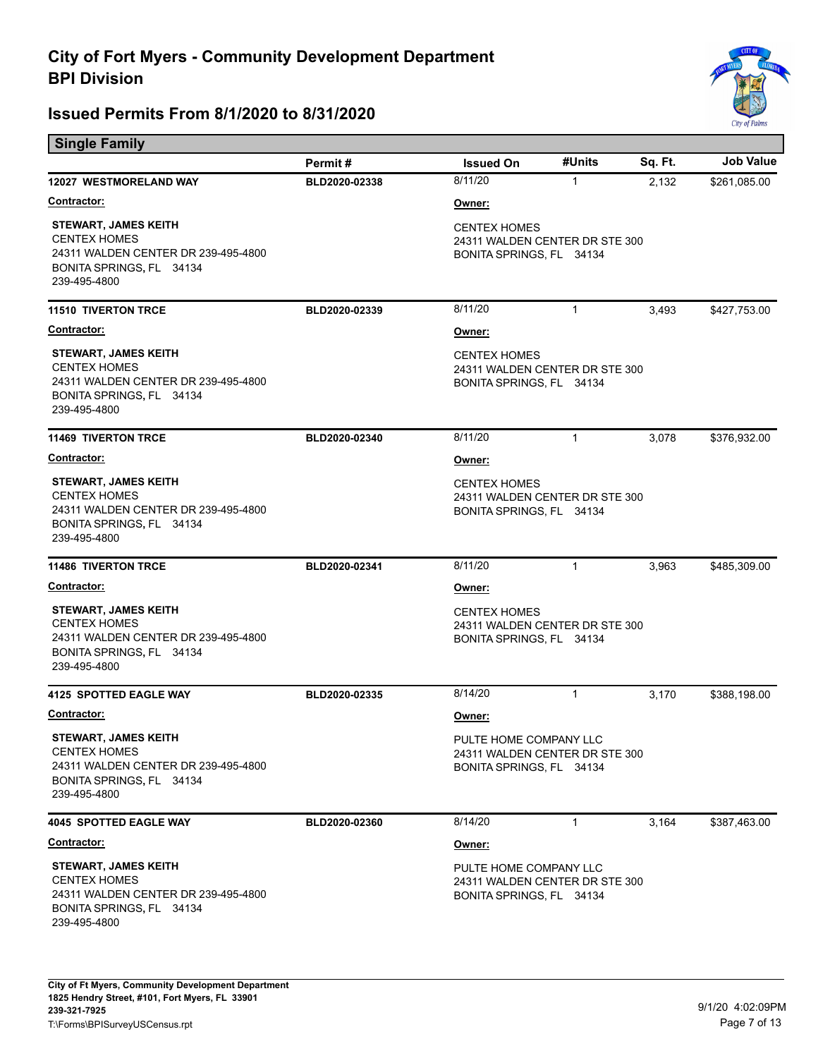# City of Fort Myers - Community Development Department
## BPI Division

## Issued Permits From 8/1/2020 to 8/31/2020

### Single Family

| | Permit # | Issued On | #Units | Sq. Ft. | Job Value |
|---|---|---|---|---|---|
| **12027 WESTMORELAND WAY** | **BLD2020-02338** | 8/11/20 | 1 | 2,132 | $261,085.00 |
| **11510 TIVERTON TRCE** | **BLD2020-02339** | 8/11/20 | 1 | 3,493 | $427,753.00 |
| **11469 TIVERTON TRCE** | **BLD2020-02340** | 8/11/20 | 1 | 3,078 | $376,932.00 |
| **11486 TIVERTON TRCE** | **BLD2020-02341** | 8/11/20 | 1 | 3,963 | $485,309.00 |
| **4125 SPOTTED EAGLE WAY** | **BLD2020-02335** | 8/14/20 | 1 | 3,170 | $388,198.00 |
| **4045 SPOTTED EAGLE WAY** | **BLD2020-02360** | 8/14/20 | 1 | 3,164 | $387,463.00 |

**12027 WESTMORELAND WAY** — BLD2020-02338

**Contractor:**
**STEWART, JAMES KEITH**
CENTEX HOMES
24311 WALDEN CENTER DR 239-495-4800
BONITA SPRINGS, FL 34134
239-495-4800

**Owner:**
CENTEX HOMES
24311 WALDEN CENTER DR STE 300
BONITA SPRINGS, FL 34134

**11510 TIVERTON TRCE** — BLD2020-02339

**Contractor:**
**STEWART, JAMES KEITH**
CENTEX HOMES
24311 WALDEN CENTER DR 239-495-4800
BONITA SPRINGS, FL 34134
239-495-4800

**Owner:**
CENTEX HOMES
24311 WALDEN CENTER DR STE 300
BONITA SPRINGS, FL 34134

**11469 TIVERTON TRCE** — BLD2020-02340

**Contractor:**
**STEWART, JAMES KEITH**
CENTEX HOMES
24311 WALDEN CENTER DR 239-495-4800
BONITA SPRINGS, FL 34134
239-495-4800

**Owner:**
CENTEX HOMES
24311 WALDEN CENTER DR STE 300
BONITA SPRINGS, FL 34134

**11486 TIVERTON TRCE** — BLD2020-02341

**Contractor:**
**STEWART, JAMES KEITH**
CENTEX HOMES
24311 WALDEN CENTER DR 239-495-4800
BONITA SPRINGS, FL 34134
239-495-4800

**Owner:**
CENTEX HOMES
24311 WALDEN CENTER DR STE 300
BONITA SPRINGS, FL 34134

**4125 SPOTTED EAGLE WAY** — BLD2020-02335

**Contractor:**
**STEWART, JAMES KEITH**
CENTEX HOMES
24311 WALDEN CENTER DR 239-495-4800
BONITA SPRINGS, FL 34134
239-495-4800

**Owner:**
PULTE HOME COMPANY LLC
24311 WALDEN CENTER DR STE 300
BONITA SPRINGS, FL 34134

**4045 SPOTTED EAGLE WAY** — BLD2020-02360

**Contractor:**
**STEWART, JAMES KEITH**
CENTEX HOMES
24311 WALDEN CENTER DR 239-495-4800
BONITA SPRINGS, FL 34134
239-495-4800

**Owner:**
PULTE HOME COMPANY LLC
24311 WALDEN CENTER DR STE 300
BONITA SPRINGS, FL 34134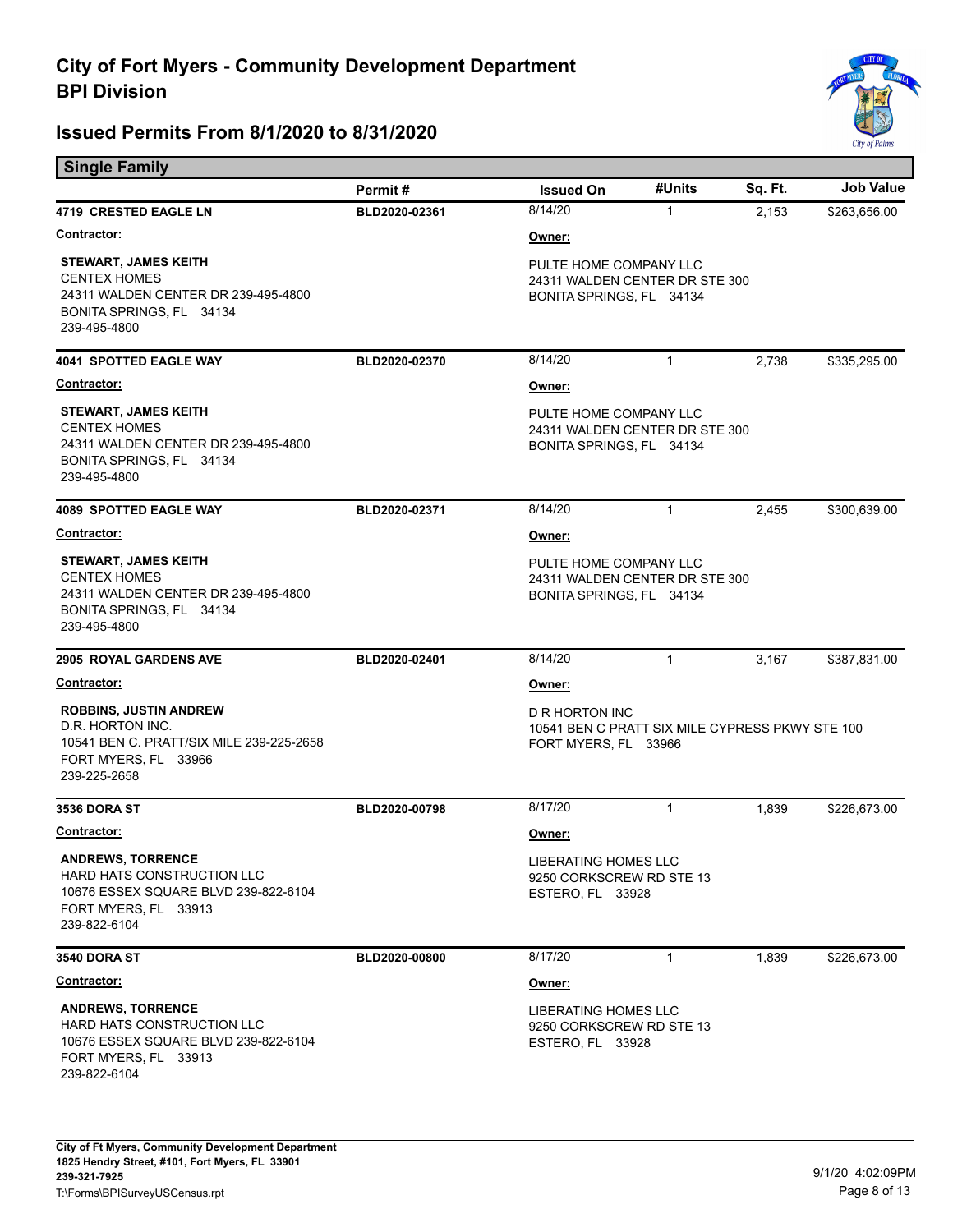# City of Fort Myers - Community Development Department
## BPI Division

## Issued Permits From 8/1/2020 to 8/31/2020

### Single Family

| | Permit # | Issued On | #Units | Sq. Ft. | Job Value |
|---|---|---|---|---|---|
| **4719 CRESTED EAGLE LN** | BLD2020-02361 | 8/14/20 | 1 | 2,153 | $263,656.00 |

**Contractor:**
**STEWART, JAMES KEITH**
CENTEX HOMES
24311 WALDEN CENTER DR 239-495-4800
BONITA SPRINGS, FL 34134
239-495-4800

**Owner:**
PULTE HOME COMPANY LLC
24311 WALDEN CENTER DR STE 300
BONITA SPRINGS, FL 34134

| | Permit # | Issued On | #Units | Sq. Ft. | Job Value |
|---|---|---|---|---|---|
| **4041 SPOTTED EAGLE WAY** | BLD2020-02370 | 8/14/20 | 1 | 2,738 | $335,295.00 |

**Contractor:**
**STEWART, JAMES KEITH**
CENTEX HOMES
24311 WALDEN CENTER DR 239-495-4800
BONITA SPRINGS, FL 34134
239-495-4800

**Owner:**
PULTE HOME COMPANY LLC
24311 WALDEN CENTER DR STE 300
BONITA SPRINGS, FL 34134

| | Permit # | Issued On | #Units | Sq. Ft. | Job Value |
|---|---|---|---|---|---|
| **4089 SPOTTED EAGLE WAY** | BLD2020-02371 | 8/14/20 | 1 | 2,455 | $300,639.00 |

**Contractor:**
**STEWART, JAMES KEITH**
CENTEX HOMES
24311 WALDEN CENTER DR 239-495-4800
BONITA SPRINGS, FL 34134
239-495-4800

**Owner:**
PULTE HOME COMPANY LLC
24311 WALDEN CENTER DR STE 300
BONITA SPRINGS, FL 34134

| | Permit # | Issued On | #Units | Sq. Ft. | Job Value |
|---|---|---|---|---|---|
| **2905 ROYAL GARDENS AVE** | BLD2020-02401 | 8/14/20 | 1 | 3,167 | $387,831.00 |

**Contractor:**
**ROBBINS, JUSTIN ANDREW**
D.R. HORTON INC.
10541 BEN C. PRATT/SIX MILE 239-225-2658
FORT MYERS, FL 33966
239-225-2658

**Owner:**
D R HORTON INC
10541 BEN C PRATT SIX MILE CYPRESS PKWY STE 100
FORT MYERS, FL 33966

| | Permit # | Issued On | #Units | Sq. Ft. | Job Value |
|---|---|---|---|---|---|
| **3536 DORA ST** | BLD2020-00798 | 8/17/20 | 1 | 1,839 | $226,673.00 |

**Contractor:**
**ANDREWS, TORRENCE**
HARD HATS CONSTRUCTION LLC
10676 ESSEX SQUARE BLVD 239-822-6104
FORT MYERS, FL 33913
239-822-6104

**Owner:**
LIBERATING HOMES LLC
9250 CORKSCREW RD STE 13
ESTERO, FL 33928

| | Permit # | Issued On | #Units | Sq. Ft. | Job Value |
|---|---|---|---|---|---|
| **3540 DORA ST** | BLD2020-00800 | 8/17/20 | 1 | 1,839 | $226,673.00 |

**Contractor:**
**ANDREWS, TORRENCE**
HARD HATS CONSTRUCTION LLC
10676 ESSEX SQUARE BLVD 239-822-6104
FORT MYERS, FL 33913
239-822-6104

**Owner:**
LIBERATING HOMES LLC
9250 CORKSCREW RD STE 13
ESTERO, FL 33928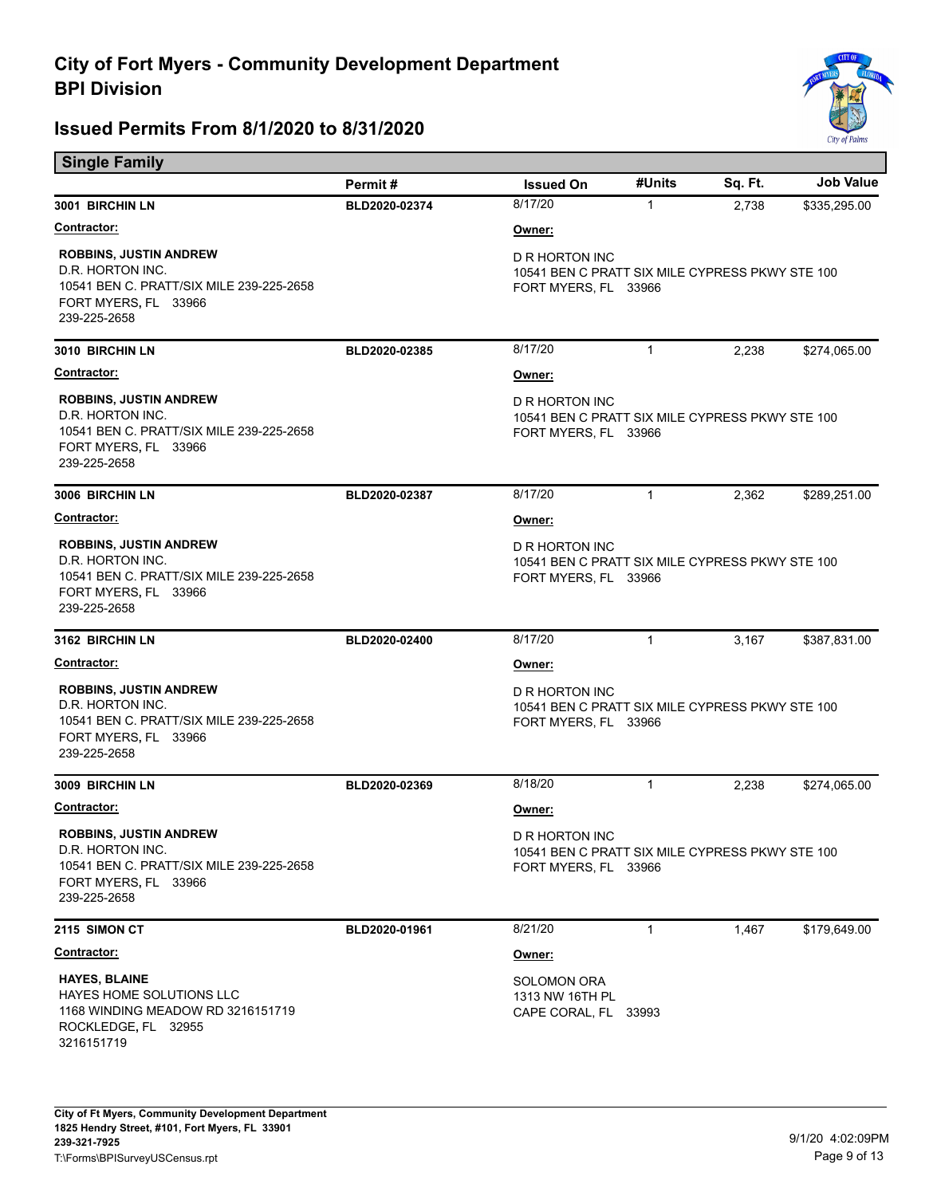# City of Fort Myers - Community Development Department
# BPI Division

## Issued Permits From 8/1/2020 to 8/31/2020

### Single Family

| | Permit # | Issued On | #Units | Sq. Ft. | Job Value |
|---|---|---|---|---|---|
| **3001 BIRCHIN LN** | BLD2020-02374 | 8/17/20 | 1 | 2,738 | $335,295.00 |
| **Contractor:** ROBBINS, JUSTIN ANDREW<br>D.R. HORTON INC.<br>10541 BEN C. PRATT/SIX MILE 239-225-2658<br>FORT MYERS, FL 33966<br>239-225-2658 | | **Owner:** D R HORTON INC<br>10541 BEN C PRATT SIX MILE CYPRESS PKWY STE 100<br>FORT MYERS, FL 33966 | | | |
| **3010 BIRCHIN LN** | BLD2020-02385 | 8/17/20 | 1 | 2,238 | $274,065.00 |
| **Contractor:** ROBBINS, JUSTIN ANDREW<br>D.R. HORTON INC.<br>10541 BEN C. PRATT/SIX MILE 239-225-2658<br>FORT MYERS, FL 33966<br>239-225-2658 | | **Owner:** D R HORTON INC<br>10541 BEN C PRATT SIX MILE CYPRESS PKWY STE 100<br>FORT MYERS, FL 33966 | | | |
| **3006 BIRCHIN LN** | BLD2020-02387 | 8/17/20 | 1 | 2,362 | $289,251.00 |
| **Contractor:** ROBBINS, JUSTIN ANDREW<br>D.R. HORTON INC.<br>10541 BEN C. PRATT/SIX MILE 239-225-2658<br>FORT MYERS, FL 33966<br>239-225-2658 | | **Owner:** D R HORTON INC<br>10541 BEN C PRATT SIX MILE CYPRESS PKWY STE 100<br>FORT MYERS, FL 33966 | | | |
| **3162 BIRCHIN LN** | BLD2020-02400 | 8/17/20 | 1 | 3,167 | $387,831.00 |
| **Contractor:** ROBBINS, JUSTIN ANDREW<br>D.R. HORTON INC.<br>10541 BEN C. PRATT/SIX MILE 239-225-2658<br>FORT MYERS, FL 33966<br>239-225-2658 | | **Owner:** D R HORTON INC<br>10541 BEN C PRATT SIX MILE CYPRESS PKWY STE 100<br>FORT MYERS, FL 33966 | | | |
| **3009 BIRCHIN LN** | BLD2020-02369 | 8/18/20 | 1 | 2,238 | $274,065.00 |
| **Contractor:** ROBBINS, JUSTIN ANDREW<br>D.R. HORTON INC.<br>10541 BEN C. PRATT/SIX MILE 239-225-2658<br>FORT MYERS, FL 33966<br>239-225-2658 | | **Owner:** D R HORTON INC<br>10541 BEN C PRATT SIX MILE CYPRESS PKWY STE 100<br>FORT MYERS, FL 33966 | | | |
| **2115 SIMON CT** | BLD2020-01961 | 8/21/20 | 1 | 1,467 | $179,649.00 |
| **Contractor:** HAYES, BLAINE<br>HAYES HOME SOLUTIONS LLC<br>1168 WINDING MEADOW RD 3216151719<br>ROCKLEDGE, FL 32955<br>3216151719 | | **Owner:** SOLOMON ORA<br>1313 NW 16TH PL<br>CAPE CORAL, FL 33993 | | | |

City of Ft Myers, Community Development Department
1825 Hendry Street, #101, Fort Myers, FL 33901
239-321-7925
T:\Forms\BPISurveyUSCensus.rpt

9/1/20 4:02:09PM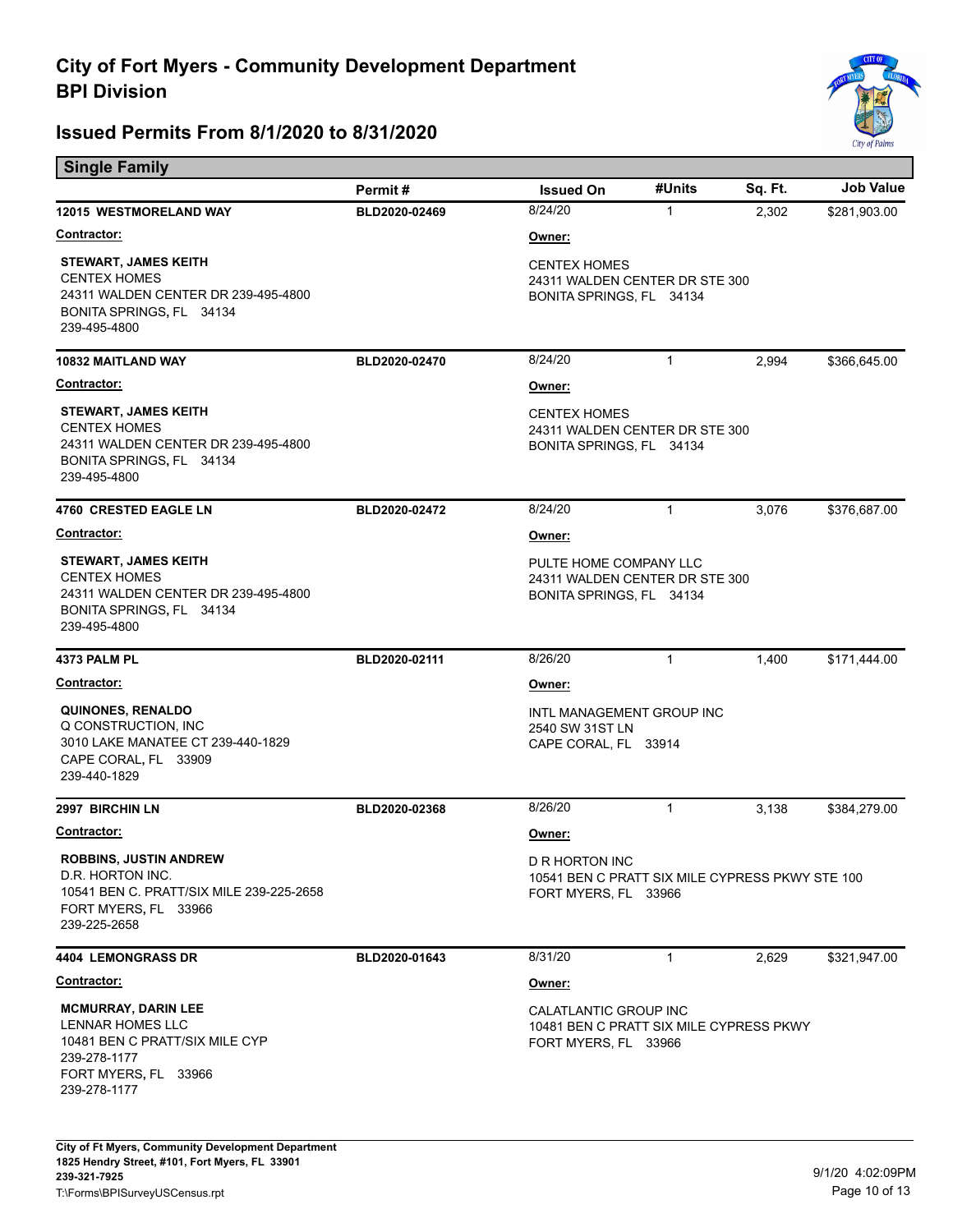# City of Fort Myers - Community Development Department
# BPI Division

## Issued Permits From 8/1/2020 to 8/31/2020

### Single Family

| | Permit # | Issued On | #Units | Sq. Ft. | Job Value |
|---|---|---|---|---|---|
| **12015 WESTMORELAND WAY** | BLD2020-02469 | 8/24/20 | 1 | 2,302 | $281,903.00 |

**Contractor:**
**STEWART, JAMES KEITH**
CENTEX HOMES
24311 WALDEN CENTER DR 239-495-4800
BONITA SPRINGS, FL 34134
239-495-4800

**Owner:**
CENTEX HOMES
24311 WALDEN CENTER DR STE 300
BONITA SPRINGS, FL 34134

| | Permit # | Issued On | #Units | Sq. Ft. | Job Value |
|---|---|---|---|---|---|
| **10832 MAITLAND WAY** | BLD2020-02470 | 8/24/20 | 1 | 2,994 | $366,645.00 |

**Contractor:**
**STEWART, JAMES KEITH**
CENTEX HOMES
24311 WALDEN CENTER DR 239-495-4800
BONITA SPRINGS, FL 34134
239-495-4800

**Owner:**
CENTEX HOMES
24311 WALDEN CENTER DR STE 300
BONITA SPRINGS, FL 34134

| | Permit # | Issued On | #Units | Sq. Ft. | Job Value |
|---|---|---|---|---|---|
| **4760 CRESTED EAGLE LN** | BLD2020-02472 | 8/24/20 | 1 | 3,076 | $376,687.00 |

**Contractor:**
**STEWART, JAMES KEITH**
CENTEX HOMES
24311 WALDEN CENTER DR 239-495-4800
BONITA SPRINGS, FL 34134
239-495-4800

**Owner:**
PULTE HOME COMPANY LLC
24311 WALDEN CENTER DR STE 300
BONITA SPRINGS, FL 34134

| | Permit # | Issued On | #Units | Sq. Ft. | Job Value |
|---|---|---|---|---|---|
| **4373 PALM PL** | BLD2020-02111 | 8/26/20 | 1 | 1,400 | $171,444.00 |

**Contractor:**
**QUINONES, RENALDO**
Q CONSTRUCTION, INC
3010 LAKE MANATEE CT 239-440-1829
CAPE CORAL, FL 33909
239-440-1829

**Owner:**
INTL MANAGEMENT GROUP INC
2540 SW 31ST LN
CAPE CORAL, FL 33914

| | Permit # | Issued On | #Units | Sq. Ft. | Job Value |
|---|---|---|---|---|---|
| **2997 BIRCHIN LN** | BLD2020-02368 | 8/26/20 | 1 | 3,138 | $384,279.00 |

**Contractor:**
**ROBBINS, JUSTIN ANDREW**
D.R. HORTON INC.
10541 BEN C. PRATT/SIX MILE 239-225-2658
FORT MYERS, FL 33966
239-225-2658

**Owner:**
D R HORTON INC
10541 BEN C PRATT SIX MILE CYPRESS PKWY STE 100
FORT MYERS, FL 33966

| | Permit # | Issued On | #Units | Sq. Ft. | Job Value |
|---|---|---|---|---|---|
| **4404 LEMONGRASS DR** | BLD2020-01643 | 8/31/20 | 1 | 2,629 | $321,947.00 |

**Contractor:**
**MCMURRAY, DARIN LEE**
LENNAR HOMES LLC
10481 BEN C PRATT/SIX MILE CYP
239-278-1177
FORT MYERS, FL 33966
239-278-1177

**Owner:**
CALATLANTIC GROUP INC
10481 BEN C PRATT SIX MILE CYPRESS PKWY
FORT MYERS, FL 33966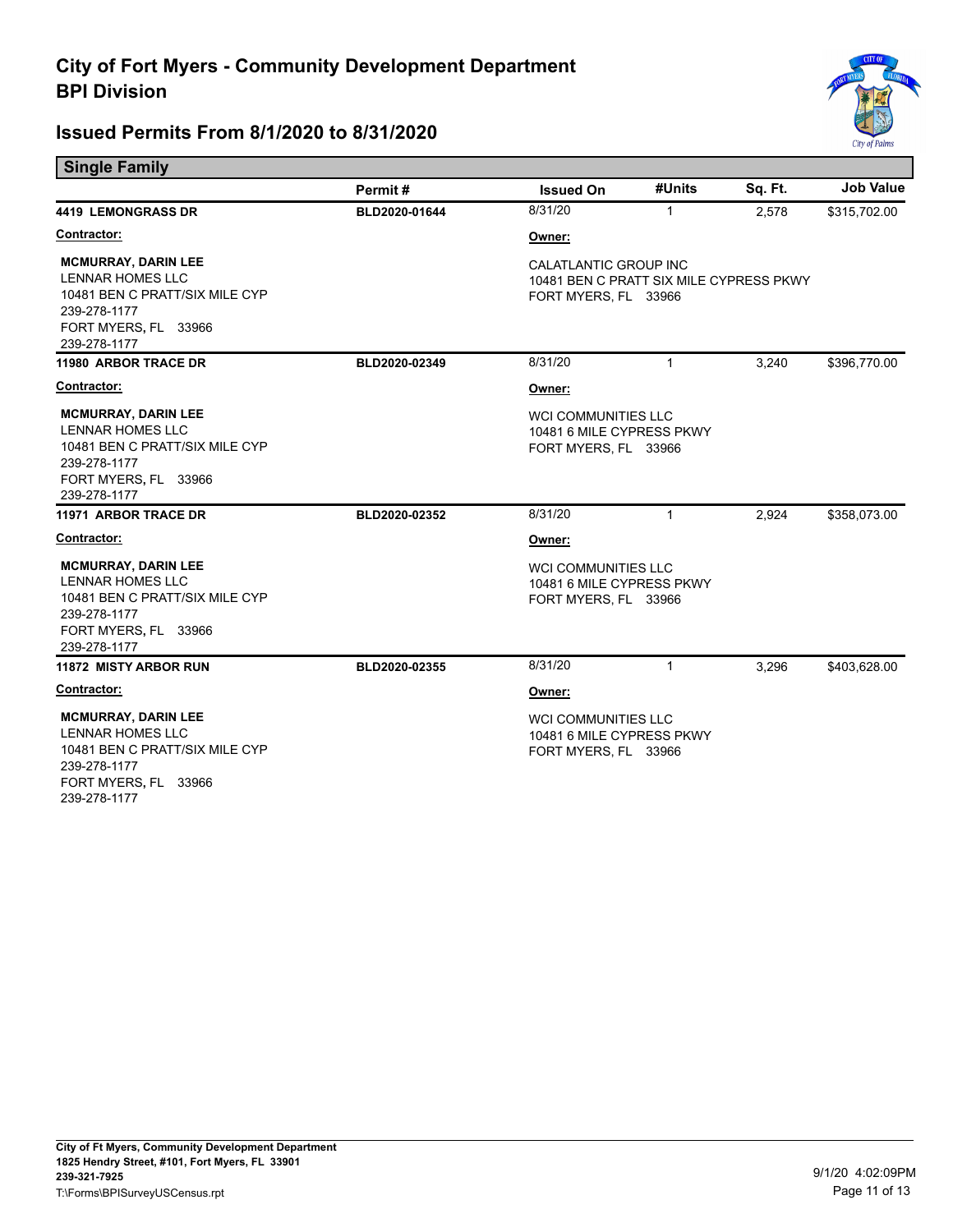# City of Fort Myers - Community Development Department
## BPI Division

## Issued Permits From 8/1/2020 to 8/31/2020

### Single Family

| | Permit # | Issued On | #Units | Sq. Ft. | Job Value |
|---|---|---|---|---|---|
| **4419 LEMONGRASS DR** | **BLD2020-01644** | 8/31/20 | 1 | 2,578 | $315,702.00 |

**Contractor:**

**MCMURRAY, DARIN LEE**
LENNAR HOMES LLC
10481 BEN C PRATT/SIX MILE CYP
239-278-1177
FORT MYERS, FL 33966
239-278-1177

**Owner:**

CALATLANTIC GROUP INC
10481 BEN C PRATT SIX MILE CYPRESS PKWY
FORT MYERS, FL 33966

| | Permit # | Issued On | #Units | Sq. Ft. | Job Value |
|---|---|---|---|---|---|
| **11980 ARBOR TRACE DR** | **BLD2020-02349** | 8/31/20 | 1 | 3,240 | $396,770.00 |

**Contractor:**

**MCMURRAY, DARIN LEE**
LENNAR HOMES LLC
10481 BEN C PRATT/SIX MILE CYP
239-278-1177
FORT MYERS, FL 33966
239-278-1177

**Owner:**

WCI COMMUNITIES LLC
10481 6 MILE CYPRESS PKWY
FORT MYERS, FL 33966

| | Permit # | Issued On | #Units | Sq. Ft. | Job Value |
|---|---|---|---|---|---|
| **11971 ARBOR TRACE DR** | **BLD2020-02352** | 8/31/20 | 1 | 2,924 | $358,073.00 |

**Contractor:**

**MCMURRAY, DARIN LEE**
LENNAR HOMES LLC
10481 BEN C PRATT/SIX MILE CYP
239-278-1177
FORT MYERS, FL 33966
239-278-1177

**Owner:**

WCI COMMUNITIES LLC
10481 6 MILE CYPRESS PKWY
FORT MYERS, FL 33966

| | Permit # | Issued On | #Units | Sq. Ft. | Job Value |
|---|---|---|---|---|---|
| **11872 MISTY ARBOR RUN** | **BLD2020-02355** | 8/31/20 | 1 | 3,296 | $403,628.00 |

**Contractor:**

**MCMURRAY, DARIN LEE**
LENNAR HOMES LLC
10481 BEN C PRATT/SIX MILE CYP
239-278-1177
FORT MYERS, FL 33966
239-278-1177

**Owner:**

WCI COMMUNITIES LLC
10481 6 MILE CYPRESS PKWY
FORT MYERS, FL 33966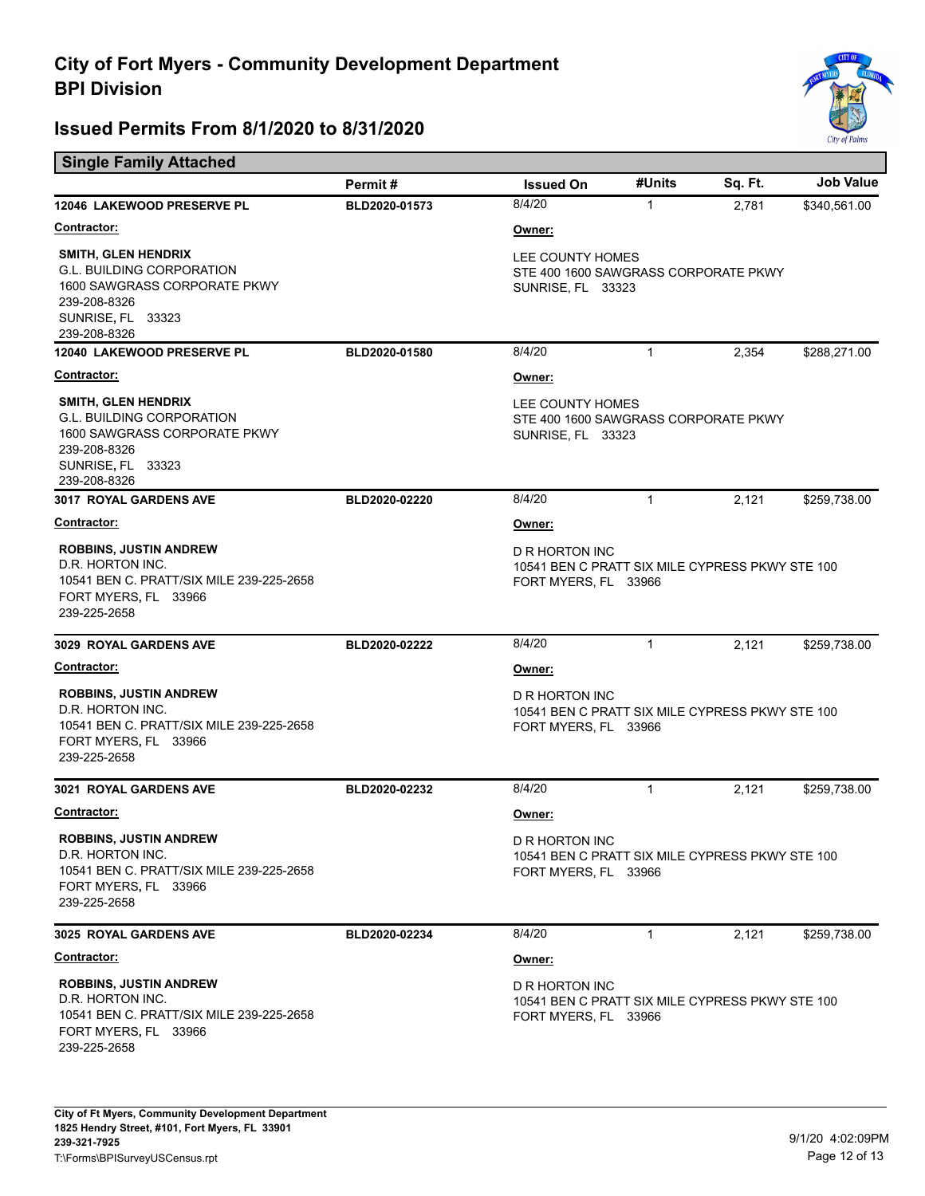# City of Fort Myers - Community Development Department
# BPI Division

## Issued Permits From 8/1/2020 to 8/31/2020

### Single Family Attached

| | Permit # | Issued On | #Units | Sq. Ft. | Job Value |
|---|---|---|---|---|---|
| **12046 LAKEWOOD PRESERVE PL** | **BLD2020-01573** | 8/4/20 | 1 | 2,781 | $340,561.00 |

**Contractor:**

**SMITH, GLEN HENDRIX**
G.L. BUILDING CORPORATION
1600 SAWGRASS CORPORATE PKWY
239-208-8326
SUNRISE, FL 33323
239-208-8326

**Owner:**

LEE COUNTY HOMES
STE 400 1600 SAWGRASS CORPORATE PKWY
SUNRISE, FL 33323

| | Permit # | Issued On | #Units | Sq. Ft. | Job Value |
|---|---|---|---|---|---|
| **12040 LAKEWOOD PRESERVE PL** | **BLD2020-01580** | 8/4/20 | 1 | 2,354 | $288,271.00 |

**Contractor:**

**SMITH, GLEN HENDRIX**
G.L. BUILDING CORPORATION
1600 SAWGRASS CORPORATE PKWY
239-208-8326
SUNRISE, FL 33323
239-208-8326

**Owner:**

LEE COUNTY HOMES
STE 400 1600 SAWGRASS CORPORATE PKWY
SUNRISE, FL 33323

| | Permit # | Issued On | #Units | Sq. Ft. | Job Value |
|---|---|---|---|---|---|
| **3017 ROYAL GARDENS AVE** | **BLD2020-02220** | 8/4/20 | 1 | 2,121 | $259,738.00 |

**Contractor:**

**ROBBINS, JUSTIN ANDREW**
D.R. HORTON INC.
10541 BEN C. PRATT/SIX MILE 239-225-2658
FORT MYERS, FL 33966
239-225-2658

**Owner:**

D R HORTON INC
10541 BEN C PRATT SIX MILE CYPRESS PKWY STE 100
FORT MYERS, FL 33966

| | Permit # | Issued On | #Units | Sq. Ft. | Job Value |
|---|---|---|---|---|---|
| **3029 ROYAL GARDENS AVE** | **BLD2020-02222** | 8/4/20 | 1 | 2,121 | $259,738.00 |

**Contractor:**

**ROBBINS, JUSTIN ANDREW**
D.R. HORTON INC.
10541 BEN C. PRATT/SIX MILE 239-225-2658
FORT MYERS, FL 33966
239-225-2658

**Owner:**

D R HORTON INC
10541 BEN C PRATT SIX MILE CYPRESS PKWY STE 100
FORT MYERS, FL 33966

| | Permit # | Issued On | #Units | Sq. Ft. | Job Value |
|---|---|---|---|---|---|
| **3021 ROYAL GARDENS AVE** | **BLD2020-02232** | 8/4/20 | 1 | 2,121 | $259,738.00 |

**Contractor:**

**ROBBINS, JUSTIN ANDREW**
D.R. HORTON INC.
10541 BEN C. PRATT/SIX MILE 239-225-2658
FORT MYERS, FL 33966
239-225-2658

**Owner:**

D R HORTON INC
10541 BEN C PRATT SIX MILE CYPRESS PKWY STE 100
FORT MYERS, FL 33966

| | Permit # | Issued On | #Units | Sq. Ft. | Job Value |
|---|---|---|---|---|---|
| **3025 ROYAL GARDENS AVE** | **BLD2020-02234** | 8/4/20 | 1 | 2,121 | $259,738.00 |

**Contractor:**

**ROBBINS, JUSTIN ANDREW**
D.R. HORTON INC.
10541 BEN C. PRATT/SIX MILE 239-225-2658
FORT MYERS, FL 33966
239-225-2658

**Owner:**

D R HORTON INC
10541 BEN C PRATT SIX MILE CYPRESS PKWY STE 100
FORT MYERS, FL 33966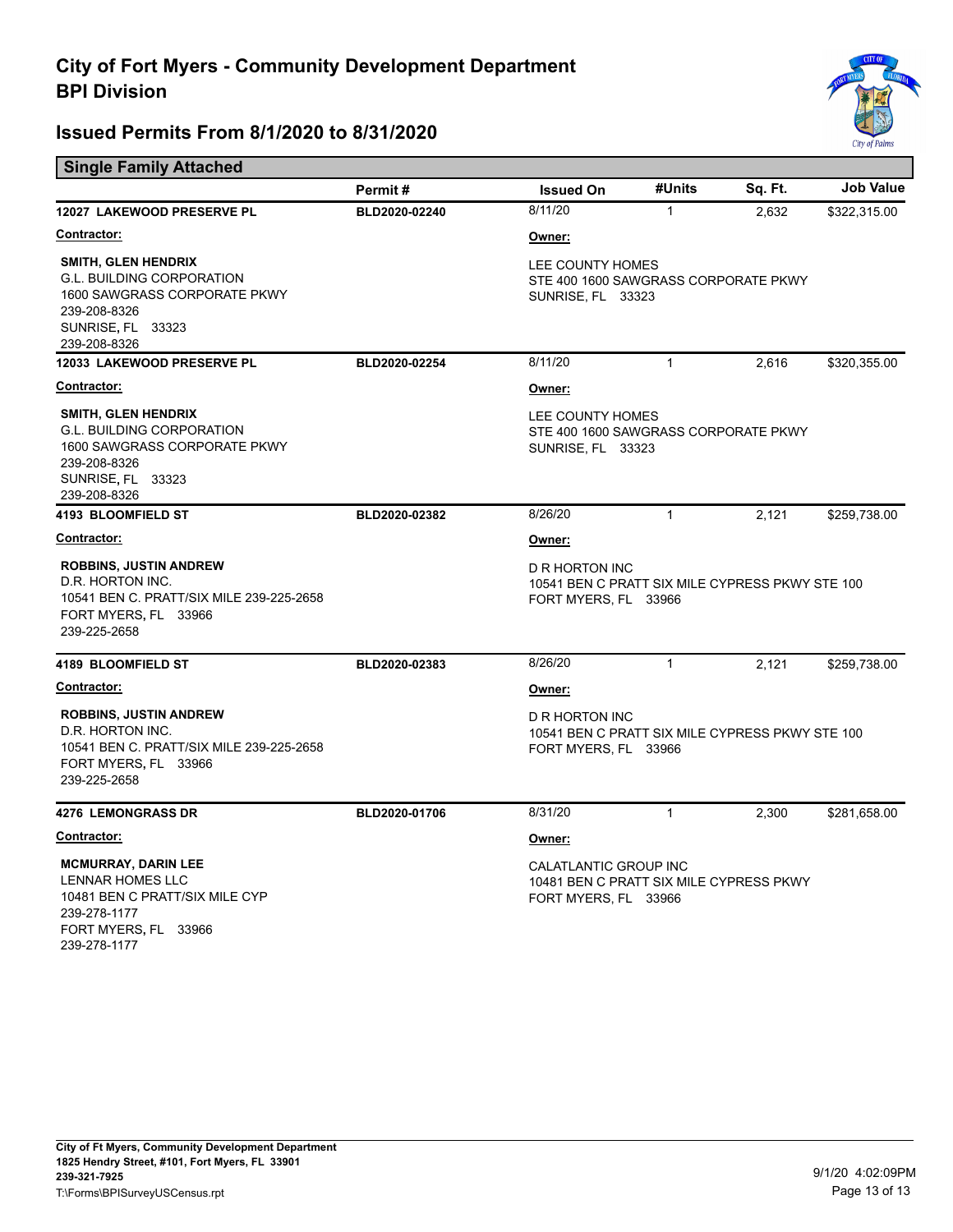# City of Fort Myers - Community Development Department
## BPI Division

### Issued Permits From 8/1/2020 to 8/31/2020

**Single Family Attached**

| | Permit # | Issued On | #Units | Sq. Ft. | Job Value |
|---|---|---|---|---|---|
| **12027 LAKEWOOD PRESERVE PL** | **BLD2020-02240** | 8/11/20 | 1 | 2,632 | $322,315.00 |

**Contractor:**

**SMITH, GLEN HENDRIX**
G.L. BUILDING CORPORATION
1600 SAWGRASS CORPORATE PKWY
239-208-8326
SUNRISE, FL 33323
239-208-8326

**Owner:**

LEE COUNTY HOMES
STE 400 1600 SAWGRASS CORPORATE PKWY
SUNRISE, FL 33323

| | Permit # | Issued On | #Units | Sq. Ft. | Job Value |
|---|---|---|---|---|---|
| **12033 LAKEWOOD PRESERVE PL** | **BLD2020-02254** | 8/11/20 | 1 | 2,616 | $320,355.00 |

**Contractor:**

**SMITH, GLEN HENDRIX**
G.L. BUILDING CORPORATION
1600 SAWGRASS CORPORATE PKWY
239-208-8326
SUNRISE, FL 33323
239-208-8326

**Owner:**

LEE COUNTY HOMES
STE 400 1600 SAWGRASS CORPORATE PKWY
SUNRISE, FL 33323

| | Permit # | Issued On | #Units | Sq. Ft. | Job Value |
|---|---|---|---|---|---|
| **4193 BLOOMFIELD ST** | **BLD2020-02382** | 8/26/20 | 1 | 2,121 | $259,738.00 |

**Contractor:**

**ROBBINS, JUSTIN ANDREW**
D.R. HORTON INC.
10541 BEN C. PRATT/SIX MILE 239-225-2658
FORT MYERS, FL 33966
239-225-2658

**Owner:**

D R HORTON INC
10541 BEN C PRATT SIX MILE CYPRESS PKWY STE 100
FORT MYERS, FL 33966

| | Permit # | Issued On | #Units | Sq. Ft. | Job Value |
|---|---|---|---|---|---|
| **4189 BLOOMFIELD ST** | **BLD2020-02383** | 8/26/20 | 1 | 2,121 | $259,738.00 |

**Contractor:**

**ROBBINS, JUSTIN ANDREW**
D.R. HORTON INC.
10541 BEN C. PRATT/SIX MILE 239-225-2658
FORT MYERS, FL 33966
239-225-2658

**Owner:**

D R HORTON INC
10541 BEN C PRATT SIX MILE CYPRESS PKWY STE 100
FORT MYERS, FL 33966

| | Permit # | Issued On | #Units | Sq. Ft. | Job Value |
|---|---|---|---|---|---|
| **4276 LEMONGRASS DR** | **BLD2020-01706** | 8/31/20 | 1 | 2,300 | $281,658.00 |

**Contractor:**

**MCMURRAY, DARIN LEE**
LENNAR HOMES LLC
10481 BEN C PRATT/SIX MILE CYP
239-278-1177
FORT MYERS, FL 33966
239-278-1177

**Owner:**

CALATLANTIC GROUP INC
10481 BEN C PRATT SIX MILE CYPRESS PKWY
FORT MYERS, FL 33966